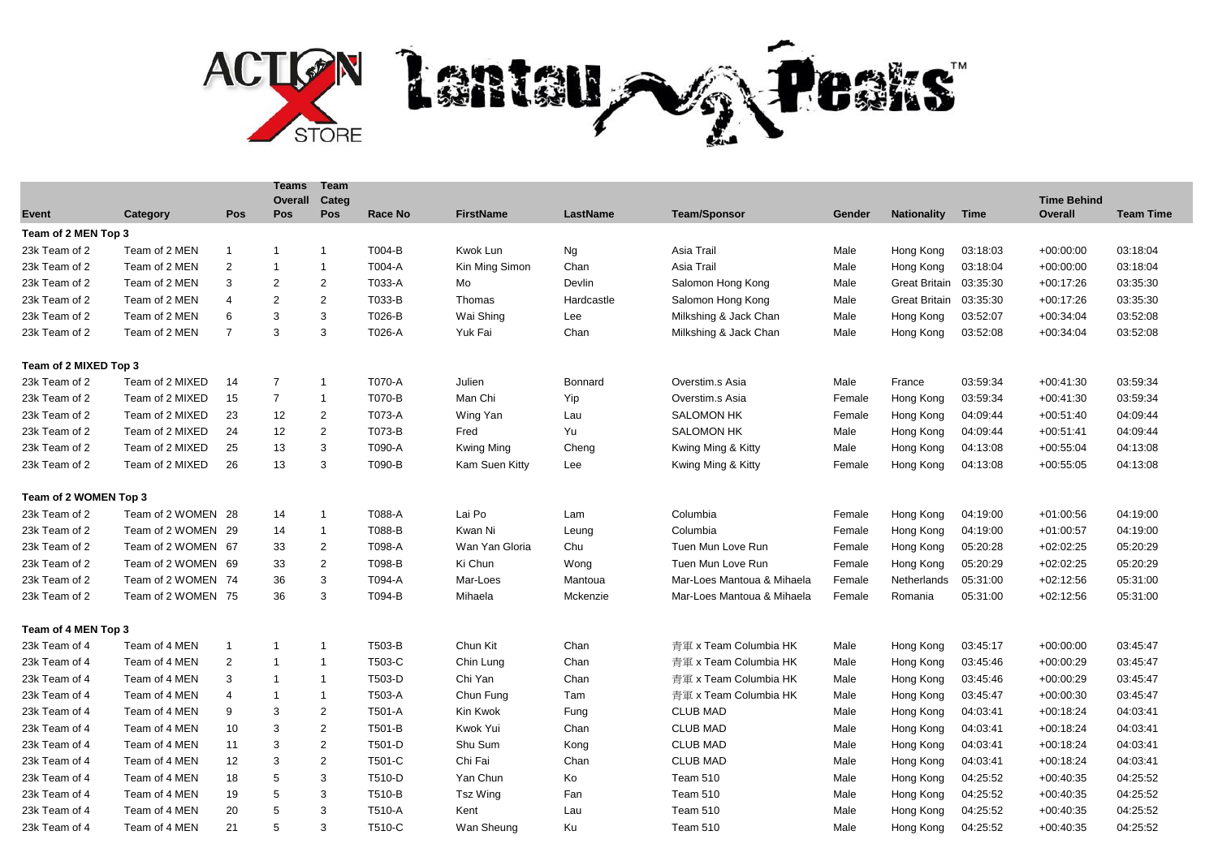| Event | Category | Pos | Teams Overall Pos | Team Categ Pos | Race No | FirstName | LastName | Team/Sponsor | Gender | Nationality | Time | Time Behind Overall | Team Time |
|---|---|---|---|---|---|---|---|---|---|---|---|---|---|
| **Team of 2 MEN Top 3** | | | | | | | | | | | | | |
| 23k Team of 2 | Team of 2 MEN | 1 | 1 | 1 | T004-B | Kwok Lun | Ng | Asia Trail | Male | Hong Kong | 03:18:03 | +00:00:00 | 03:18:04 |
| 23k Team of 2 | Team of 2 MEN | 2 | 1 | 1 | T004-A | Kin Ming Simon | Chan | Asia Trail | Male | Hong Kong | 03:18:04 | +00:00:00 | 03:18:04 |
| 23k Team of 2 | Team of 2 MEN | 3 | 2 | 2 | T033-A | Mo | Devlin | Salomon Hong Kong | Male | Great Britain | 03:35:30 | +00:17:26 | 03:35:30 |
| 23k Team of 2 | Team of 2 MEN | 4 | 2 | 2 | T033-B | Thomas | Hardcastle | Salomon Hong Kong | Male | Great Britain | 03:35:30 | +00:17:26 | 03:35:30 |
| 23k Team of 2 | Team of 2 MEN | 6 | 3 | 3 | T026-B | Wai Shing | Lee | Milkshing & Jack Chan | Male | Hong Kong | 03:52:07 | +00:34:04 | 03:52:08 |
| 23k Team of 2 | Team of 2 MEN | 7 | 3 | 3 | T026-A | Yuk Fai | Chan | Milkshing & Jack Chan | Male | Hong Kong | 03:52:08 | +00:34:04 | 03:52:08 |
| **Team of 2 MIXED Top 3** | | | | | | | | | | | | | |
| 23k Team of 2 | Team of 2 MIXED | 14 | 7 | 1 | T070-A | Julien | Bonnard | Overstim.s Asia | Male | France | 03:59:34 | +00:41:30 | 03:59:34 |
| 23k Team of 2 | Team of 2 MIXED | 15 | 7 | 1 | T070-B | Man Chi | Yip | Overstim.s Asia | Female | Hong Kong | 03:59:34 | +00:41:30 | 03:59:34 |
| 23k Team of 2 | Team of 2 MIXED | 23 | 12 | 2 | T073-A | Wing Yan | Lau | SALOMON HK | Female | Hong Kong | 04:09:44 | +00:51:40 | 04:09:44 |
| 23k Team of 2 | Team of 2 MIXED | 24 | 12 | 2 | T073-B | Fred | Yu | SALOMON HK | Male | Hong Kong | 04:09:44 | +00:51:41 | 04:09:44 |
| 23k Team of 2 | Team of 2 MIXED | 25 | 13 | 3 | T090-A | Kwing Ming | Cheng | Kwing Ming & Kitty | Male | Hong Kong | 04:13:08 | +00:55:04 | 04:13:08 |
| 23k Team of 2 | Team of 2 MIXED | 26 | 13 | 3 | T090-B | Kam Suen Kitty | Lee | Kwing Ming & Kitty | Female | Hong Kong | 04:13:08 | +00:55:05 | 04:13:08 |
| **Team of 2 WOMEN Top 3** | | | | | | | | | | | | | |
| 23k Team of 2 | Team of 2 WOMEN | 28 | 14 | 1 | T088-A | Lai Po | Lam | Columbia | Female | Hong Kong | 04:19:00 | +01:00:56 | 04:19:00 |
| 23k Team of 2 | Team of 2 WOMEN | 29 | 14 | 1 | T088-B | Kwan Ni | Leung | Columbia | Female | Hong Kong | 04:19:00 | +01:00:57 | 04:19:00 |
| 23k Team of 2 | Team of 2 WOMEN | 67 | 33 | 2 | T098-A | Wan Yan Gloria | Chu | Tuen Mun Love Run | Female | Hong Kong | 05:20:28 | +02:02:25 | 05:20:29 |
| 23k Team of 2 | Team of 2 WOMEN | 69 | 33 | 2 | T098-B | Ki Chun | Wong | Tuen Mun Love Run | Female | Hong Kong | 05:20:29 | +02:02:25 | 05:20:29 |
| 23k Team of 2 | Team of 2 WOMEN | 74 | 36 | 3 | T094-A | Mar-Loes | Mantoua | Mar-Loes Mantoua & Mihaela | Female | Netherlands | 05:31:00 | +02:12:56 | 05:31:00 |
| 23k Team of 2 | Team of 2 WOMEN | 75 | 36 | 3 | T094-B | Mihaela | Mckenzie | Mar-Loes Mantoua & Mihaela | Female | Romania | 05:31:00 | +02:12:56 | 05:31:00 |
| **Team of 4 MEN Top 3** | | | | | | | | | | | | | |
| 23k Team of 4 | Team of 4 MEN | 1 | 1 | 1 | T503-B | Chun Kit | Chan | 青軍 x Team Columbia HK | Male | Hong Kong | 03:45:17 | +00:00:00 | 03:45:47 |
| 23k Team of 4 | Team of 4 MEN | 2 | 1 | 1 | T503-C | Chin Lung | Chan | 青軍 x Team Columbia HK | Male | Hong Kong | 03:45:46 | +00:00:29 | 03:45:47 |
| 23k Team of 4 | Team of 4 MEN | 3 | 1 | 1 | T503-D | Chi Yan | Chan | 青軍 x Team Columbia HK | Male | Hong Kong | 03:45:46 | +00:00:29 | 03:45:47 |
| 23k Team of 4 | Team of 4 MEN | 4 | 1 | 1 | T503-A | Chun Fung | Tam | 青軍 x Team Columbia HK | Male | Hong Kong | 03:45:47 | +00:00:30 | 03:45:47 |
| 23k Team of 4 | Team of 4 MEN | 9 | 3 | 2 | T501-A | Kin Kwok | Fung | CLUB MAD | Male | Hong Kong | 04:03:41 | +00:18:24 | 04:03:41 |
| 23k Team of 4 | Team of 4 MEN | 10 | 3 | 2 | T501-B | Kwok Yui | Chan | CLUB MAD | Male | Hong Kong | 04:03:41 | +00:18:24 | 04:03:41 |
| 23k Team of 4 | Team of 4 MEN | 11 | 3 | 2 | T501-D | Shu Sum | Kong | CLUB MAD | Male | Hong Kong | 04:03:41 | +00:18:24 | 04:03:41 |
| 23k Team of 4 | Team of 4 MEN | 12 | 3 | 2 | T501-C | Chi Fai | Chan | CLUB MAD | Male | Hong Kong | 04:03:41 | +00:18:24 | 04:03:41 |
| 23k Team of 4 | Team of 4 MEN | 18 | 5 | 3 | T510-D | Yan Chun | Ko | Team 510 | Male | Hong Kong | 04:25:52 | +00:40:35 | 04:25:52 |
| 23k Team of 4 | Team of 4 MEN | 19 | 5 | 3 | T510-B | Tsz Wing | Fan | Team 510 | Male | Hong Kong | 04:25:52 | +00:40:35 | 04:25:52 |
| 23k Team of 4 | Team of 4 MEN | 20 | 5 | 3 | T510-A | Kent | Lau | Team 510 | Male | Hong Kong | 04:25:52 | +00:40:35 | 04:25:52 |
| 23k Team of 4 | Team of 4 MEN | 21 | 5 | 3 | T510-C | Wan Sheung | Ku | Team 510 | Male | Hong Kong | 04:25:52 | +00:40:35 | 04:25:52 |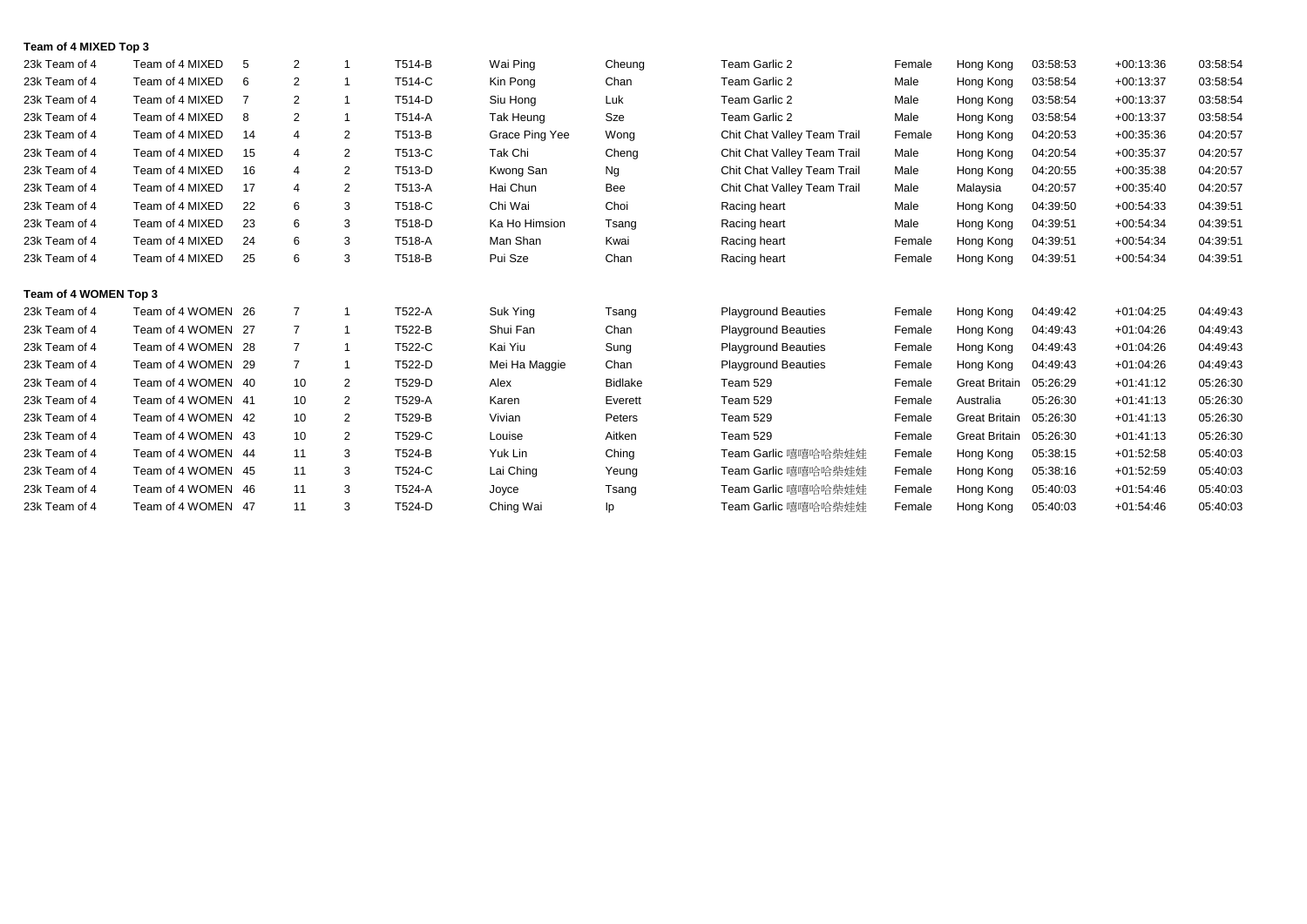**Team of 4 MIXED Top 3**

| | | | | | | | | | | | | | |
|---|---|---|---|---|---|---|---|---|---|---|---|---|---|
| 23k Team of 4 | Team of 4 MIXED | 5 | 2 | 1 | T514-B | Wai Ping | Cheung | Team Garlic 2 | Female | Hong Kong | 03:58:53 | +00:13:36 | 03:58:54 |
| 23k Team of 4 | Team of 4 MIXED | 6 | 2 | 1 | T514-C | Kin Pong | Chan | Team Garlic 2 | Male | Hong Kong | 03:58:54 | +00:13:37 | 03:58:54 |
| 23k Team of 4 | Team of 4 MIXED | 7 | 2 | 1 | T514-D | Siu Hong | Luk | Team Garlic 2 | Male | Hong Kong | 03:58:54 | +00:13:37 | 03:58:54 |
| 23k Team of 4 | Team of 4 MIXED | 8 | 2 | 1 | T514-A | Tak Heung | Sze | Team Garlic 2 | Male | Hong Kong | 03:58:54 | +00:13:37 | 03:58:54 |
| 23k Team of 4 | Team of 4 MIXED | 14 | 4 | 2 | T513-B | Grace Ping Yee | Wong | Chit Chat Valley Team Trail | Female | Hong Kong | 04:20:53 | +00:35:36 | 04:20:57 |
| 23k Team of 4 | Team of 4 MIXED | 15 | 4 | 2 | T513-C | Tak Chi | Cheng | Chit Chat Valley Team Trail | Male | Hong Kong | 04:20:54 | +00:35:37 | 04:20:57 |
| 23k Team of 4 | Team of 4 MIXED | 16 | 4 | 2 | T513-D | Kwong San | Ng | Chit Chat Valley Team Trail | Male | Hong Kong | 04:20:55 | +00:35:38 | 04:20:57 |
| 23k Team of 4 | Team of 4 MIXED | 17 | 4 | 2 | T513-A | Hai Chun | Bee | Chit Chat Valley Team Trail | Male | Malaysia | 04:20:57 | +00:35:40 | 04:20:57 |
| 23k Team of 4 | Team of 4 MIXED | 22 | 6 | 3 | T518-C | Chi Wai | Choi | Racing heart | Male | Hong Kong | 04:39:50 | +00:54:33 | 04:39:51 |
| 23k Team of 4 | Team of 4 MIXED | 23 | 6 | 3 | T518-D | Ka Ho Himsion | Tsang | Racing heart | Male | Hong Kong | 04:39:51 | +00:54:34 | 04:39:51 |
| 23k Team of 4 | Team of 4 MIXED | 24 | 6 | 3 | T518-A | Man Shan | Kwai | Racing heart | Female | Hong Kong | 04:39:51 | +00:54:34 | 04:39:51 |
| 23k Team of 4 | Team of 4 MIXED | 25 | 6 | 3 | T518-B | Pui Sze | Chan | Racing heart | Female | Hong Kong | 04:39:51 | +00:54:34 | 04:39:51 |

**Team of 4 WOMEN Top 3**

| | | | | | | | | | | | | | |
|---|---|---|---|---|---|---|---|---|---|---|---|---|---|
| 23k Team of 4 | Team of 4 WOMEN | 26 | 7 | 1 | T522-A | Suk Ying | Tsang | Playground Beauties | Female | Hong Kong | 04:49:42 | +01:04:25 | 04:49:43 |
| 23k Team of 4 | Team of 4 WOMEN | 27 | 7 | 1 | T522-B | Shui Fan | Chan | Playground Beauties | Female | Hong Kong | 04:49:43 | +01:04:26 | 04:49:43 |
| 23k Team of 4 | Team of 4 WOMEN | 28 | 7 | 1 | T522-C | Kai Yiu | Sung | Playground Beauties | Female | Hong Kong | 04:49:43 | +01:04:26 | 04:49:43 |
| 23k Team of 4 | Team of 4 WOMEN | 29 | 7 | 1 | T522-D | Mei Ha Maggie | Chan | Playground Beauties | Female | Hong Kong | 04:49:43 | +01:04:26 | 04:49:43 |
| 23k Team of 4 | Team of 4 WOMEN | 40 | 10 | 2 | T529-D | Alex | Bidlake | Team 529 | Female | Great Britain | 05:26:29 | +01:41:12 | 05:26:30 |
| 23k Team of 4 | Team of 4 WOMEN | 41 | 10 | 2 | T529-A | Karen | Everett | Team 529 | Female | Australia | 05:26:30 | +01:41:13 | 05:26:30 |
| 23k Team of 4 | Team of 4 WOMEN | 42 | 10 | 2 | T529-B | Vivian | Peters | Team 529 | Female | Great Britain | 05:26:30 | +01:41:13 | 05:26:30 |
| 23k Team of 4 | Team of 4 WOMEN | 43 | 10 | 2 | T529-C | Louise | Aitken | Team 529 | Female | Great Britain | 05:26:30 | +01:41:13 | 05:26:30 |
| 23k Team of 4 | Team of 4 WOMEN | 44 | 11 | 3 | T524-B | Yuk Lin | Ching | Team Garlic 嘻嘻哈哈柴娃娃 | Female | Hong Kong | 05:38:15 | +01:52:58 | 05:40:03 |
| 23k Team of 4 | Team of 4 WOMEN | 45 | 11 | 3 | T524-C | Lai Ching | Yeung | Team Garlic 嘻嘻哈哈柴娃娃 | Female | Hong Kong | 05:38:16 | +01:52:59 | 05:40:03 |
| 23k Team of 4 | Team of 4 WOMEN | 46 | 11 | 3 | T524-A | Joyce | Tsang | Team Garlic 嘻嘻哈哈柴娃娃 | Female | Hong Kong | 05:40:03 | +01:54:46 | 05:40:03 |
| 23k Team of 4 | Team of 4 WOMEN | 47 | 11 | 3 | T524-D | Ching Wai | Ip | Team Garlic 嘻嘻哈哈柴娃娃 | Female | Hong Kong | 05:40:03 | +01:54:46 | 05:40:03 |